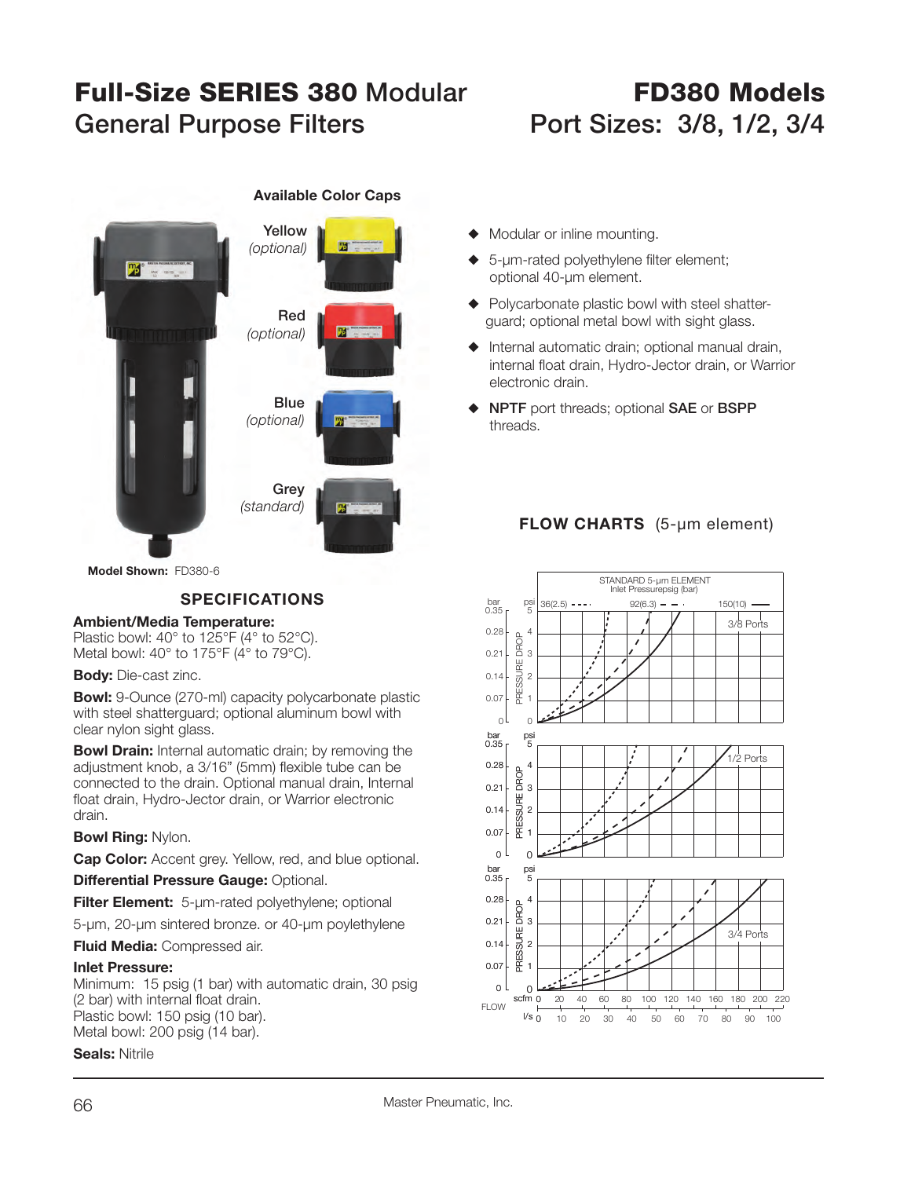# Full-Size SERIES 380 Modular General Purpose Filters

# FD380 Models
## Port Sizes: 3/8, 1/2, 3/4

**Available Color Caps**

Yellow *(optional)*

Red *(optional)*

Blue *(optional)*

Grey *(standard)*

**Model Shown:** FD380-6

- Modular or inline mounting.
- 5-µm-rated polyethylene filter element; optional 40-µm element.
- Polycarbonate plastic bowl with steel shatter-guard; optional metal bowl with sight glass.
- Internal automatic drain; optional manual drain, internal float drain, Hydro-Jector drain, or Warrior electronic drain.
- **NPTF** port threads; optional **SAE** or **BSPP** threads.

## SPECIFICATIONS

**Ambient/Media Temperature:**
Plastic bowl: 40° to 125°F (4° to 52°C).
Metal bowl: 40° to 175°F (4° to 79°C).

**Body:** Die-cast zinc.

**Bowl:** 9-Ounce (270-ml) capacity polycarbonate plastic with steel shatterguard; optional aluminum bowl with clear nylon sight glass.

**Bowl Drain:** Internal automatic drain; by removing the adjustment knob, a 3/16" (5mm) flexible tube can be connected to the drain. Optional manual drain, Internal float drain, Hydro-Jector drain, or Warrior electronic drain.

**Bowl Ring:** Nylon.

**Cap Color:** Accent grey. Yellow, red, and blue optional.

**Differential Pressure Gauge:** Optional.

**Filter Element:** 5-µm-rated polyethylene; optional 5-µm, 20-µm sintered bronze. or 40-µm polyethylene

**Fluid Media:** Compressed air.

**Inlet Pressure:**
Minimum: 15 psig (1 bar) with automatic drain, 30 psig (2 bar) with internal float drain.
Plastic bowl: 150 psig (10 bar).
Metal bowl: 200 psig (14 bar).

**Seals:** Nitrile

## FLOW CHARTS (5-µm element)

STANDARD 5-µm ELEMENT
Inlet Pressurepsig (bar)
36(2.5), 92(6.3), 150(10)

3/8 Ports — 1/2 Ports — 3/4 Ports

PRESSURE DROP: bar 0, 0.07, 0.14, 0.21, 0.28, 0.35; psi 0, 1, 2, 3, 4, 5

FLOW: scfm 0, 20, 40, 60, 80, 100, 120, 140, 160, 180, 200, 220; l/s 0, 10, 20, 30, 40, 50, 60, 70, 80, 90, 100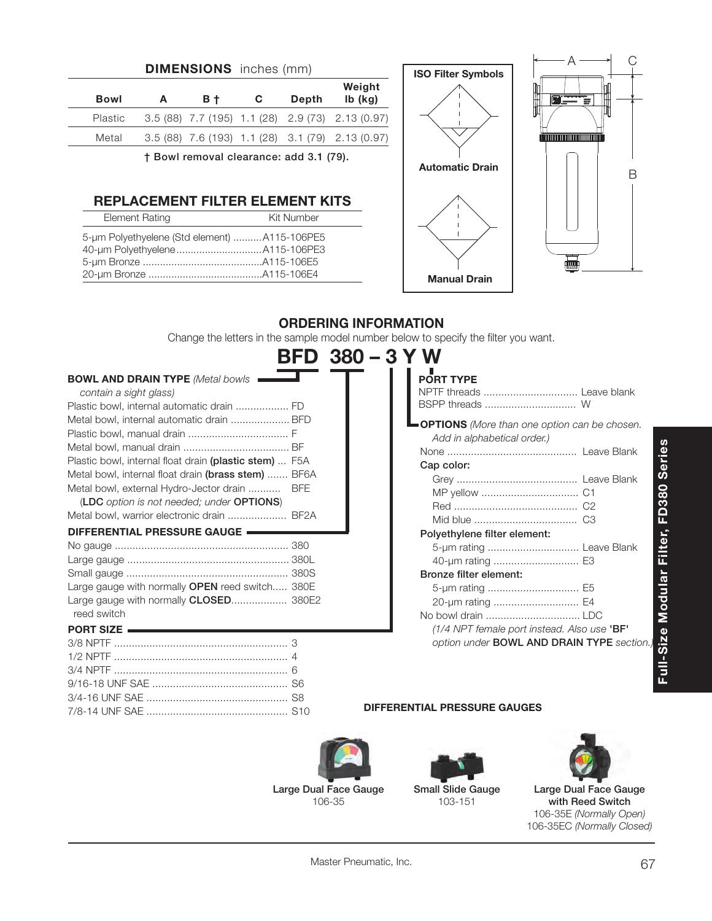## DIMENSIONS inches (mm)

| Bowl | A | B † | C | Depth | Weight lb (kg) |
|---|---|---|---|---|---|
| Plastic | 3.5 (88) | 7.7 (195) | 1.1 (28) | 2.9 (73) | 2.13 (0.97) |
| Metal | 3.5 (88) | 7.6 (193) | 1.1 (28) | 3.1 (79) | 2.13 (0.97) |

† Bowl removal clearance: add 3.1 (79).

## REPLACEMENT FILTER ELEMENT KITS

| Element Rating | Kit Number |
|---|---|
| 5-µm Polyethylene (Std element) | A115-106PE5 |
| 40-µm Polyethylene | A115-106PE3 |
| 5-µm Bronze | A115-106E5 |
| 20-µm Bronze | A115-106E4 |

**ISO Filter Symbols**

Automatic Drain

Manual Drain

A

C

B

## ORDERING INFORMATION

Change the letters in the sample model number below to specify the filter you want.

**BFD 380 – 3 Y W**

**BOWL AND DRAIN TYPE** *(Metal bowls contain a sight glass)*

| | |
|---|---|
| Plastic bowl, internal automatic drain | FD |
| Metal bowl, internal automatic drain | BFD |
| Plastic bowl, manual drain | F |
| Metal bowl, manual drain | BF |
| Plastic bowl, internal float drain **(plastic stem)** | F5A |
| Metal bowl, internal float drain **(brass stem)** | BF6A |
| Metal bowl, external Hydro-Jector drain (**LDC** *option is not needed; under* **OPTIONS**) | BFE |
| Metal bowl, warrior electronic drain | BF2A |

**DIFFERENTIAL PRESSURE GAUGE**

| | |
|---|---|
| No gauge | 380 |
| Large gauge | 380L |
| Small gauge | 380S |
| Large gauge with normally **OPEN** reed switch | 380E |
| Large gauge with normally **CLOSED** reed switch | 380E2 |

**PORT SIZE**

| | |
|---|---|
| 3/8 NPTF | 3 |
| 1/2 NPTF | 4 |
| 3/4 NPTF | 6 |
| 9/16-18 UNF SAE | S6 |
| 3/4-16 UNF SAE | S8 |
| 7/8-14 UNF SAE | S10 |

**PORT TYPE**

| | |
|---|---|
| NPTF threads | Leave blank |
| BSPP threads | W |

**OPTIONS** *(More than one option can be chosen. Add in alphabetical order.)*

| | |
|---|---|
| None | Leave Blank |
| **Cap color:** | |
| Grey | Leave Blank |
| MP yellow | C1 |
| Red | C2 |
| Mid blue | C3 |
| **Polyethylene filter element:** | |
| 5-µm rating | Leave Blank |
| 40-µm rating | E3 |
| **Bronze filter element:** | |
| 5-µm rating | E5 |
| 20-µm rating | E4 |
| No bowl drain | LDC |

*(1/4 NPT female port instead. Also use* **'BF'** *option under* **BOWL AND DRAIN TYPE** *section.)*

**Full-Size Modular Filter, FD380 Series**

**DIFFERENTIAL PRESSURE GAUGES**

Large Dual Face Gauge
106-35

Small Slide Gauge
103-151

Large Dual Face Gauge with Reed Switch
106-35E *(Normally Open)*
106-35EC *(Normally Closed)*